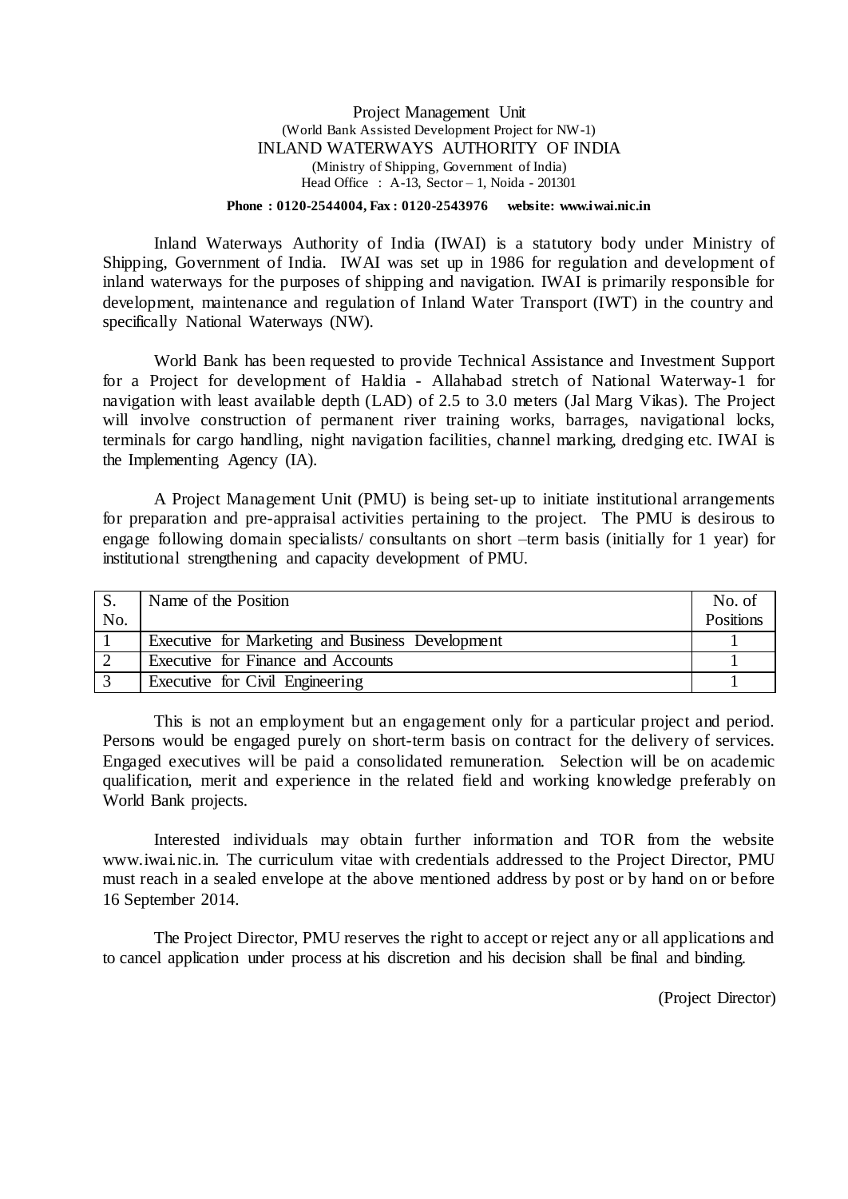Project Management Unit
(World Bank Assisted Development Project for NW-1)
INLAND WATERWAYS AUTHORITY OF INDIA
(Ministry of Shipping, Government of India)
Head Office : A-13, Sector – 1, Noida - 201301

**Phone : 0120-2544004, Fax : 0120-2543976 website: www.iwai.nic.in**

Inland Waterways Authority of India (IWAI) is a statutory body under Ministry of Shipping, Government of India. IWAI was set up in 1986 for regulation and development of inland waterways for the purposes of shipping and navigation. IWAI is primarily responsible for development, maintenance and regulation of Inland Water Transport (IWT) in the country and specifically National Waterways (NW).

World Bank has been requested to provide Technical Assistance and Investment Support for a Project for development of Haldia - Allahabad stretch of National Waterway-1 for navigation with least available depth (LAD) of 2.5 to 3.0 meters (Jal Marg Vikas). The Project will involve construction of permanent river training works, barrages, navigational locks, terminals for cargo handling, night navigation facilities, channel marking, dredging etc. IWAI is the Implementing Agency (IA).

A Project Management Unit (PMU) is being set-up to initiate institutional arrangements for preparation and pre-appraisal activities pertaining to the project. The PMU is desirous to engage following domain specialists/ consultants on short –term basis (initially for 1 year) for institutional strengthening and capacity development of PMU.

| S. No. | Name of the Position | No. of Positions |
|---|---|---|
| 1 | Executive for Marketing and Business Development | 1 |
| 2 | Executive for Finance and Accounts | 1 |
| 3 | Executive for Civil Engineering | 1 |

This is not an employment but an engagement only for a particular project and period. Persons would be engaged purely on short-term basis on contract for the delivery of services. Engaged executives will be paid a consolidated remuneration. Selection will be on academic qualification, merit and experience in the related field and working knowledge preferably on World Bank projects.

Interested individuals may obtain further information and TOR from the website www.iwai.nic.in. The curriculum vitae with credentials addressed to the Project Director, PMU must reach in a sealed envelope at the above mentioned address by post or by hand on or before 16 September 2014.

The Project Director, PMU reserves the right to accept or reject any or all applications and to cancel application under process at his discretion and his decision shall be final and binding.

(Project Director)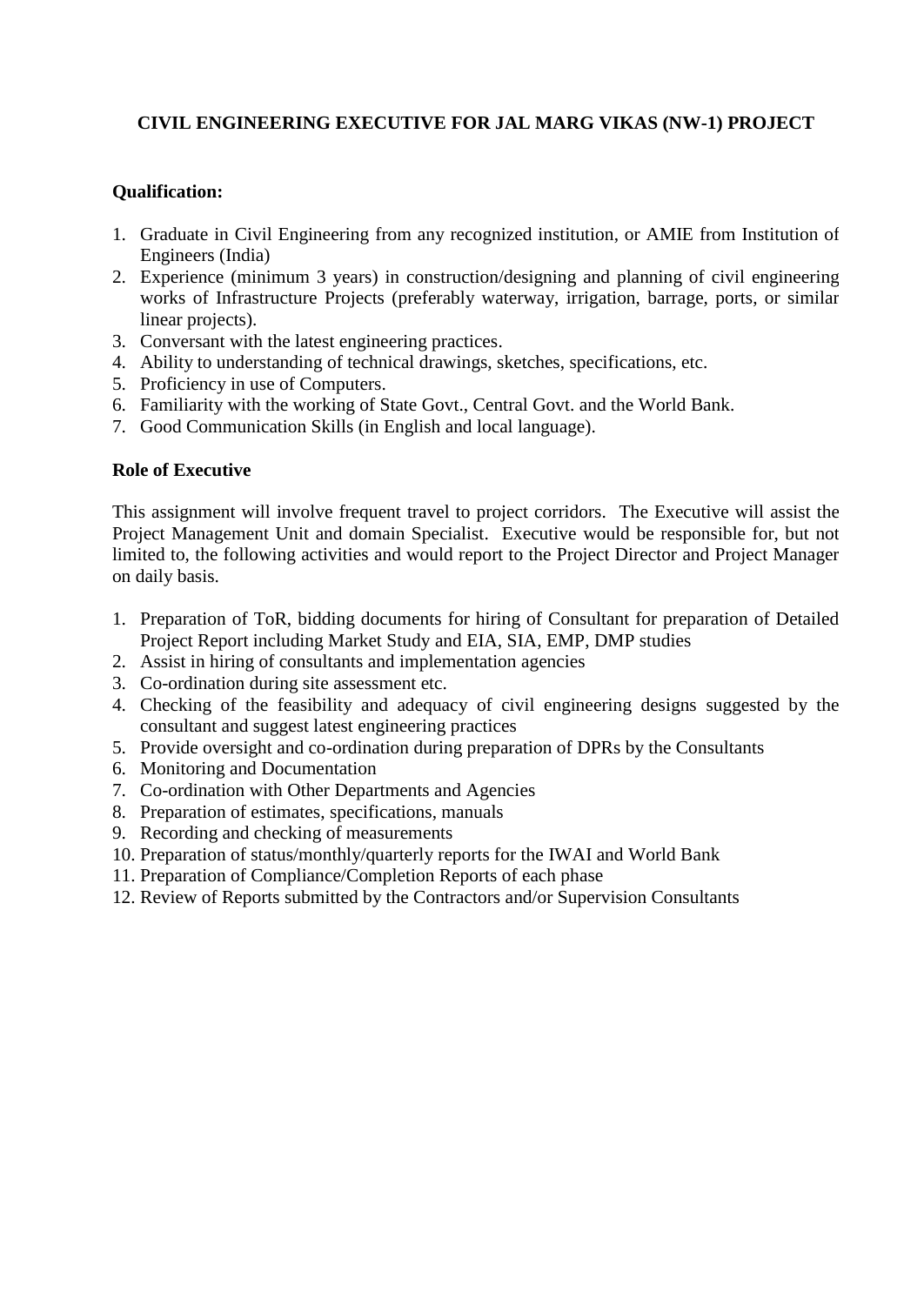**CIVIL ENGINEERING EXECUTIVE FOR JAL MARG VIKAS (NW-1) PROJECT**

**Qualification:**

1. Graduate in Civil Engineering from any recognized institution, or AMIE from Institution of Engineers (India)
2. Experience (minimum 3 years) in construction/designing and planning of civil engineering works of Infrastructure Projects (preferably waterway, irrigation, barrage, ports, or similar linear projects).
3. Conversant with the latest engineering practices.
4. Ability to understanding of technical drawings, sketches, specifications, etc.
5. Proficiency in use of Computers.
6. Familiarity with the working of State Govt., Central Govt. and the World Bank.
7. Good Communication Skills (in English and local language).

**Role of Executive**

This assignment will involve frequent travel to project corridors. The Executive will assist the Project Management Unit and domain Specialist. Executive would be responsible for, but not limited to, the following activities and would report to the Project Director and Project Manager on daily basis.

1. Preparation of ToR, bidding documents for hiring of Consultant for preparation of Detailed Project Report including Market Study and EIA, SIA, EMP, DMP studies
2. Assist in hiring of consultants and implementation agencies
3. Co-ordination during site assessment etc.
4. Checking of the feasibility and adequacy of civil engineering designs suggested by the consultant and suggest latest engineering practices
5. Provide oversight and co-ordination during preparation of DPRs by the Consultants
6. Monitoring and Documentation
7. Co-ordination with Other Departments and Agencies
8. Preparation of estimates, specifications, manuals
9. Recording and checking of measurements
10. Preparation of status/monthly/quarterly reports for the IWAI and World Bank
11. Preparation of Compliance/Completion Reports of each phase
12. Review of Reports submitted by the Contractors and/or Supervision Consultants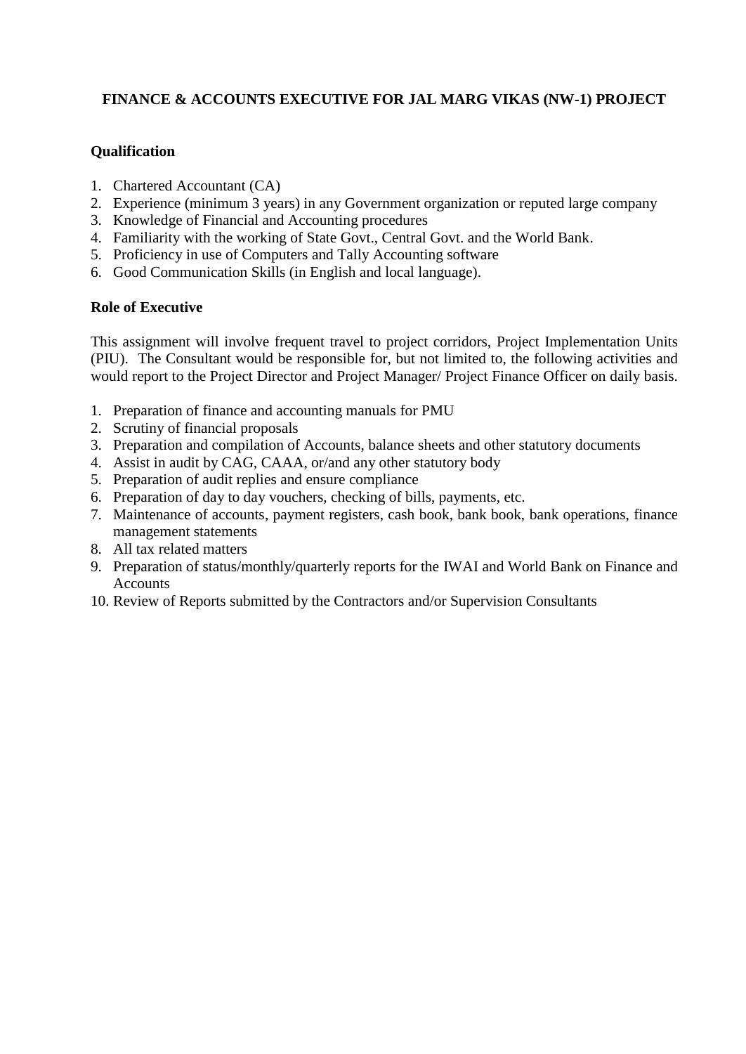# FINANCE & ACCOUNTS EXECUTIVE FOR JAL MARG VIKAS (NW-1) PROJECT

## Qualification

1. Chartered Accountant (CA)
2. Experience (minimum 3 years) in any Government organization or reputed large company
3. Knowledge of Financial and Accounting procedures
4. Familiarity with the working of State Govt., Central Govt. and the World Bank.
5. Proficiency in use of Computers and Tally Accounting software
6. Good Communication Skills (in English and local language).

## Role of Executive

This assignment will involve frequent travel to project corridors, Project Implementation Units (PIU). The Consultant would be responsible for, but not limited to, the following activities and would report to the Project Director and Project Manager/ Project Finance Officer on daily basis.

1. Preparation of finance and accounting manuals for PMU
2. Scrutiny of financial proposals
3. Preparation and compilation of Accounts, balance sheets and other statutory documents
4. Assist in audit by CAG, CAAA, or/and any other statutory body
5. Preparation of audit replies and ensure compliance
6. Preparation of day to day vouchers, checking of bills, payments, etc.
7. Maintenance of accounts, payment registers, cash book, bank book, bank operations, finance management statements
8. All tax related matters
9. Preparation of status/monthly/quarterly reports for the IWAI and World Bank on Finance and Accounts
10. Review of Reports submitted by the Contractors and/or Supervision Consultants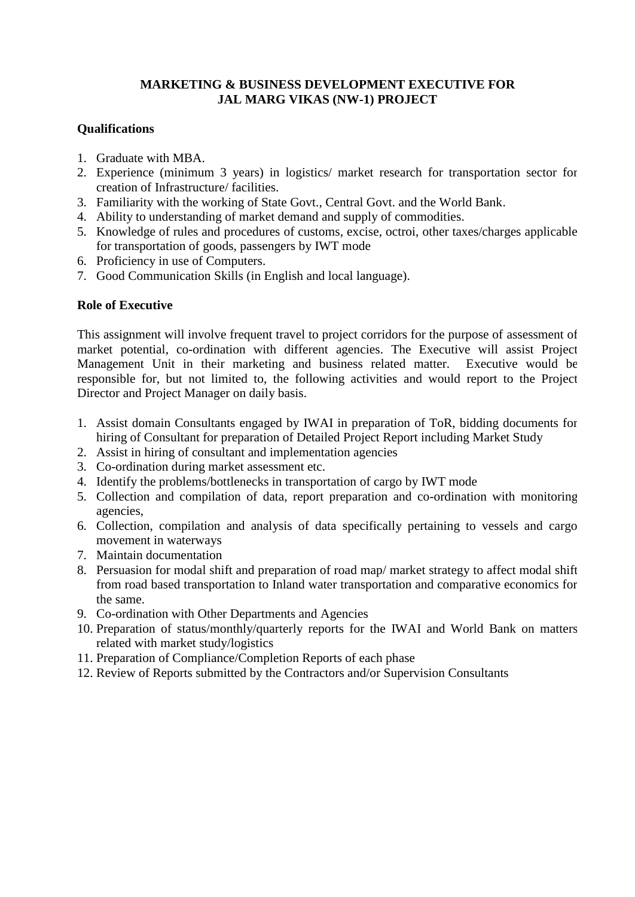# MARKETING & BUSINESS DEVELOPMENT EXECUTIVE FOR JAL MARG VIKAS (NW-1) PROJECT

**Qualifications**

1. Graduate with MBA.
2. Experience (minimum 3 years) in logistics/ market research for transportation sector for creation of Infrastructure/ facilities.
3. Familiarity with the working of State Govt., Central Govt. and the World Bank.
4. Ability to understanding of market demand and supply of commodities.
5. Knowledge of rules and procedures of customs, excise, octroi, other taxes/charges applicable for transportation of goods, passengers by IWT mode
6. Proficiency in use of Computers.
7. Good Communication Skills (in English and local language).

**Role of Executive**

This assignment will involve frequent travel to project corridors for the purpose of assessment of market potential, co-ordination with different agencies. The Executive will assist Project Management Unit in their marketing and business related matter. Executive would be responsible for, but not limited to, the following activities and would report to the Project Director and Project Manager on daily basis.

1. Assist domain Consultants engaged by IWAI in preparation of ToR, bidding documents for hiring of Consultant for preparation of Detailed Project Report including Market Study
2. Assist in hiring of consultant and implementation agencies
3. Co-ordination during market assessment etc.
4. Identify the problems/bottlenecks in transportation of cargo by IWT mode
5. Collection and compilation of data, report preparation and co-ordination with monitoring agencies,
6. Collection, compilation and analysis of data specifically pertaining to vessels and cargo movement in waterways
7. Maintain documentation
8. Persuasion for modal shift and preparation of road map/ market strategy to affect modal shift from road based transportation to Inland water transportation and comparative economics for the same.
9. Co-ordination with Other Departments and Agencies
10. Preparation of status/monthly/quarterly reports for the IWAI and World Bank on matters related with market study/logistics
11. Preparation of Compliance/Completion Reports of each phase
12. Review of Reports submitted by the Contractors and/or Supervision Consultants